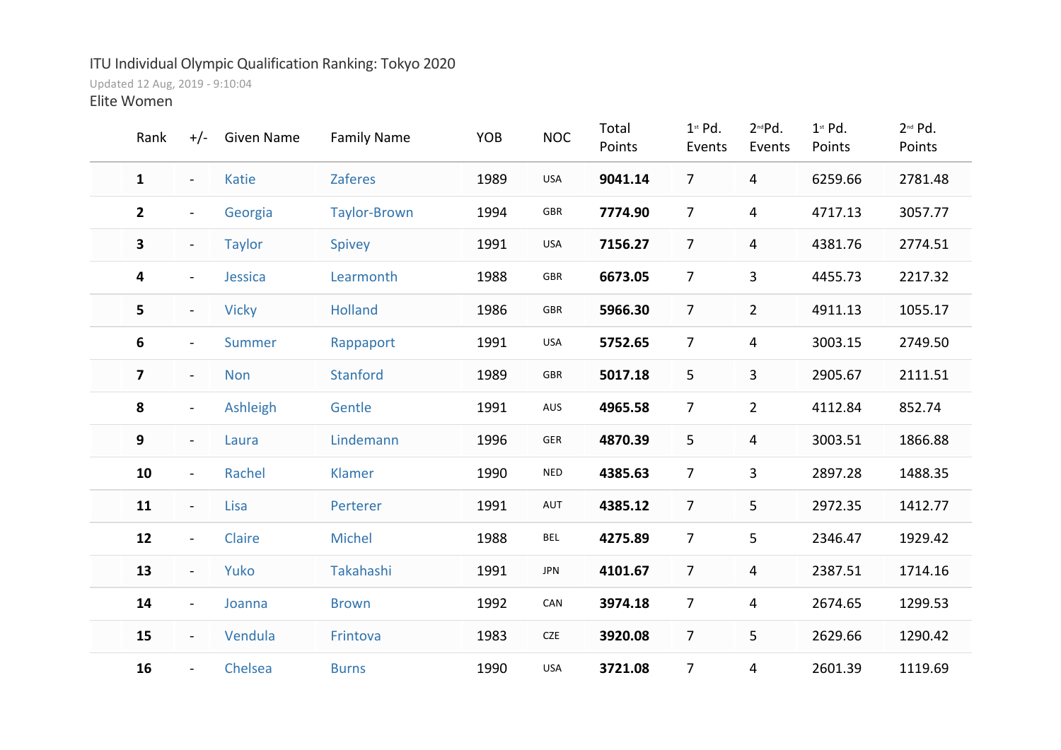ITU Individual Olympic Qualification Ranking: Tokyo 2020

Updated 12 Aug, 2019 - 9:10:04

Elite Women

| Rank | +/- | Given Name | Family Name | YOB | NOC | Total Points | 1st Pd. Events | 2nd Pd. Events | 1st Pd. Points | 2nd Pd. Points |
|---|---|---|---|---|---|---|---|---|---|---|
| **1** | - | Katie | Zaferes | 1989 | USA | **9041.14** | 7 | 4 | 6259.66 | 2781.48 |
| **2** | - | Georgia | Taylor-Brown | 1994 | GBR | **7774.90** | 7 | 4 | 4717.13 | 3057.77 |
| **3** | - | Taylor | Spivey | 1991 | USA | **7156.27** | 7 | 4 | 4381.76 | 2774.51 |
| **4** | - | Jessica | Learmonth | 1988 | GBR | **6673.05** | 7 | 3 | 4455.73 | 2217.32 |
| **5** | - | Vicky | Holland | 1986 | GBR | **5966.30** | 7 | 2 | 4911.13 | 1055.17 |
| **6** | - | Summer | Rappaport | 1991 | USA | **5752.65** | 7 | 4 | 3003.15 | 2749.50 |
| **7** | - | Non | Stanford | 1989 | GBR | **5017.18** | 5 | 3 | 2905.67 | 2111.51 |
| **8** | - | Ashleigh | Gentle | 1991 | AUS | **4965.58** | 7 | 2 | 4112.84 | 852.74 |
| **9** | - | Laura | Lindemann | 1996 | GER | **4870.39** | 5 | 4 | 3003.51 | 1866.88 |
| **10** | - | Rachel | Klamer | 1990 | NED | **4385.63** | 7 | 3 | 2897.28 | 1488.35 |
| **11** | - | Lisa | Perterer | 1991 | AUT | **4385.12** | 7 | 5 | 2972.35 | 1412.77 |
| **12** | - | Claire | Michel | 1988 | BEL | **4275.89** | 7 | 5 | 2346.47 | 1929.42 |
| **13** | - | Yuko | Takahashi | 1991 | JPN | **4101.67** | 7 | 4 | 2387.51 | 1714.16 |
| **14** | - | Joanna | Brown | 1992 | CAN | **3974.18** | 7 | 4 | 2674.65 | 1299.53 |
| **15** | - | Vendula | Frintova | 1983 | CZE | **3920.08** | 7 | 5 | 2629.66 | 1290.42 |
| **16** | - | Chelsea | Burns | 1990 | USA | **3721.08** | 7 | 4 | 2601.39 | 1119.69 |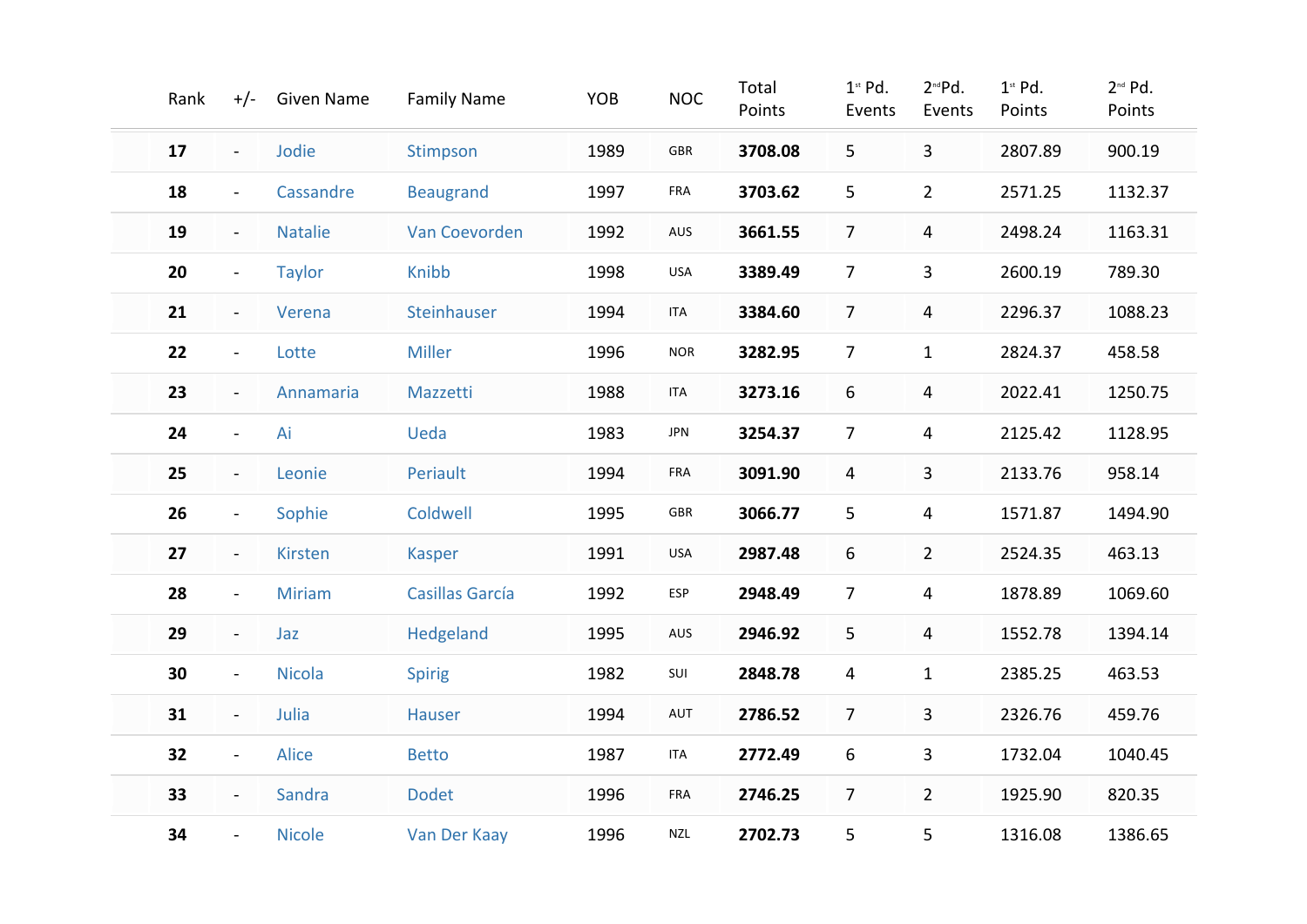| Rank | +/- | Given Name | Family Name | YOB | NOC | Total Points | 1st Pd. Events | 2nd Pd. Events | 1st Pd. Points | 2nd Pd. Points |
|---|---|---|---|---|---|---|---|---|---|---|
| **17** | - | Jodie | Stimpson | 1989 | GBR | **3708.08** | 5 | 3 | 2807.89 | 900.19 |
| **18** | - | Cassandre | Beaugrand | 1997 | FRA | **3703.62** | 5 | 2 | 2571.25 | 1132.37 |
| **19** | - | Natalie | Van Coevorden | 1992 | AUS | **3661.55** | 7 | 4 | 2498.24 | 1163.31 |
| **20** | - | Taylor | Knibb | 1998 | USA | **3389.49** | 7 | 3 | 2600.19 | 789.30 |
| **21** | - | Verena | Steinhauser | 1994 | ITA | **3384.60** | 7 | 4 | 2296.37 | 1088.23 |
| **22** | - | Lotte | Miller | 1996 | NOR | **3282.95** | 7 | 1 | 2824.37 | 458.58 |
| **23** | - | Annamaria | Mazzetti | 1988 | ITA | **3273.16** | 6 | 4 | 2022.41 | 1250.75 |
| **24** | - | Ai | Ueda | 1983 | JPN | **3254.37** | 7 | 4 | 2125.42 | 1128.95 |
| **25** | - | Leonie | Periault | 1994 | FRA | **3091.90** | 4 | 3 | 2133.76 | 958.14 |
| **26** | - | Sophie | Coldwell | 1995 | GBR | **3066.77** | 5 | 4 | 1571.87 | 1494.90 |
| **27** | - | Kirsten | Kasper | 1991 | USA | **2987.48** | 6 | 2 | 2524.35 | 463.13 |
| **28** | - | Miriam | Casillas García | 1992 | ESP | **2948.49** | 7 | 4 | 1878.89 | 1069.60 |
| **29** | - | Jaz | Hedgeland | 1995 | AUS | **2946.92** | 5 | 4 | 1552.78 | 1394.14 |
| **30** | - | Nicola | Spirig | 1982 | SUI | **2848.78** | 4 | 1 | 2385.25 | 463.53 |
| **31** | - | Julia | Hauser | 1994 | AUT | **2786.52** | 7 | 3 | 2326.76 | 459.76 |
| **32** | - | Alice | Betto | 1987 | ITA | **2772.49** | 6 | 3 | 1732.04 | 1040.45 |
| **33** | - | Sandra | Dodet | 1996 | FRA | **2746.25** | 7 | 2 | 1925.90 | 820.35 |
| **34** | - | Nicole | Van Der Kaay | 1996 | NZL | **2702.73** | 5 | 5 | 1316.08 | 1386.65 |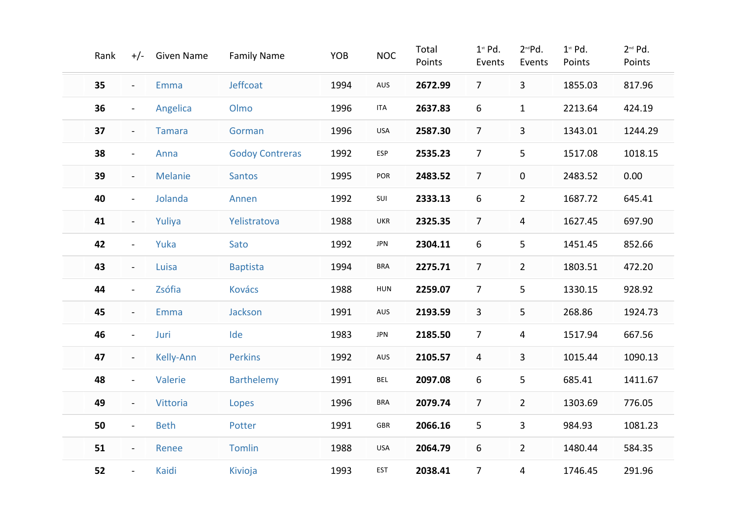| Rank | +/- | Given Name | Family Name | YOB | NOC | Total Points | 1st Pd. Events | 2nd Pd. Events | 1st Pd. Points | 2nd Pd. Points |
|---|---|---|---|---|---|---|---|---|---|---|
| **35** | - | Emma | Jeffcoat | 1994 | AUS | **2672.99** | 7 | 3 | 1855.03 | 817.96 |
| **36** | - | Angelica | Olmo | 1996 | ITA | **2637.83** | 6 | 1 | 2213.64 | 424.19 |
| **37** | - | Tamara | Gorman | 1996 | USA | **2587.30** | 7 | 3 | 1343.01 | 1244.29 |
| **38** | - | Anna | Godoy Contreras | 1992 | ESP | **2535.23** | 7 | 5 | 1517.08 | 1018.15 |
| **39** | - | Melanie | Santos | 1995 | POR | **2483.52** | 7 | 0 | 2483.52 | 0.00 |
| **40** | - | Jolanda | Annen | 1992 | SUI | **2333.13** | 6 | 2 | 1687.72 | 645.41 |
| **41** | - | Yuliya | Yelistratova | 1988 | UKR | **2325.35** | 7 | 4 | 1627.45 | 697.90 |
| **42** | - | Yuka | Sato | 1992 | JPN | **2304.11** | 6 | 5 | 1451.45 | 852.66 |
| **43** | - | Luisa | Baptista | 1994 | BRA | **2275.71** | 7 | 2 | 1803.51 | 472.20 |
| **44** | - | Zsófia | Kovács | 1988 | HUN | **2259.07** | 7 | 5 | 1330.15 | 928.92 |
| **45** | - | Emma | Jackson | 1991 | AUS | **2193.59** | 3 | 5 | 268.86 | 1924.73 |
| **46** | - | Juri | Ide | 1983 | JPN | **2185.50** | 7 | 4 | 1517.94 | 667.56 |
| **47** | - | Kelly-Ann | Perkins | 1992 | AUS | **2105.57** | 4 | 3 | 1015.44 | 1090.13 |
| **48** | - | Valerie | Barthelemy | 1991 | BEL | **2097.08** | 6 | 5 | 685.41 | 1411.67 |
| **49** | - | Vittoria | Lopes | 1996 | BRA | **2079.74** | 7 | 2 | 1303.69 | 776.05 |
| **50** | - | Beth | Potter | 1991 | GBR | **2066.16** | 5 | 3 | 984.93 | 1081.23 |
| **51** | - | Renee | Tomlin | 1988 | USA | **2064.79** | 6 | 2 | 1480.44 | 584.35 |
| **52** | - | Kaidi | Kivioja | 1993 | EST | **2038.41** | 7 | 4 | 1746.45 | 291.96 |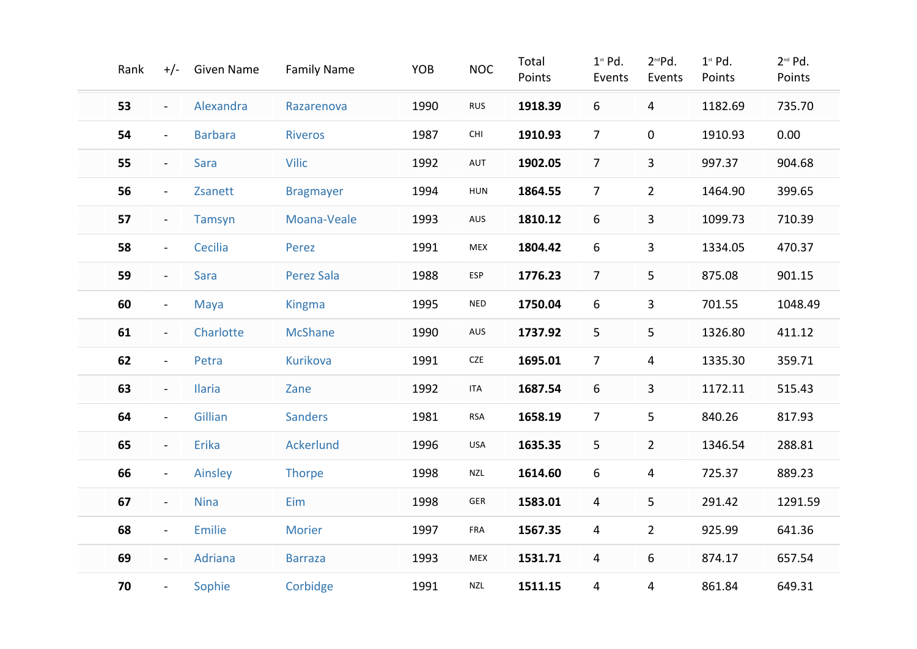| Rank | +/- | Given Name | Family Name | YOB | NOC | Total Points | 1st Pd. Events | 2nd Pd. Events | 1st Pd. Points | 2nd Pd. Points |
|---|---|---|---|---|---|---|---|---|---|---|
| **53** | - | Alexandra | Razarenova | 1990 | RUS | **1918.39** | 6 | 4 | 1182.69 | 735.70 |
| **54** | - | Barbara | Riveros | 1987 | CHI | **1910.93** | 7 | 0 | 1910.93 | 0.00 |
| **55** | - | Sara | Vilic | 1992 | AUT | **1902.05** | 7 | 3 | 997.37 | 904.68 |
| **56** | - | Zsanett | Bragmayer | 1994 | HUN | **1864.55** | 7 | 2 | 1464.90 | 399.65 |
| **57** | - | Tamsyn | Moana-Veale | 1993 | AUS | **1810.12** | 6 | 3 | 1099.73 | 710.39 |
| **58** | - | Cecilia | Perez | 1991 | MEX | **1804.42** | 6 | 3 | 1334.05 | 470.37 |
| **59** | - | Sara | Perez Sala | 1988 | ESP | **1776.23** | 7 | 5 | 875.08 | 901.15 |
| **60** | - | Maya | Kingma | 1995 | NED | **1750.04** | 6 | 3 | 701.55 | 1048.49 |
| **61** | - | Charlotte | McShane | 1990 | AUS | **1737.92** | 5 | 5 | 1326.80 | 411.12 |
| **62** | - | Petra | Kurikova | 1991 | CZE | **1695.01** | 7 | 4 | 1335.30 | 359.71 |
| **63** | - | Ilaria | Zane | 1992 | ITA | **1687.54** | 6 | 3 | 1172.11 | 515.43 |
| **64** | - | Gillian | Sanders | 1981 | RSA | **1658.19** | 7 | 5 | 840.26 | 817.93 |
| **65** | - | Erika | Ackerlund | 1996 | USA | **1635.35** | 5 | 2 | 1346.54 | 288.81 |
| **66** | - | Ainsley | Thorpe | 1998 | NZL | **1614.60** | 6 | 4 | 725.37 | 889.23 |
| **67** | - | Nina | Eim | 1998 | GER | **1583.01** | 4 | 5 | 291.42 | 1291.59 |
| **68** | - | Emilie | Morier | 1997 | FRA | **1567.35** | 4 | 2 | 925.99 | 641.36 |
| **69** | - | Adriana | Barraza | 1993 | MEX | **1531.71** | 4 | 6 | 874.17 | 657.54 |
| **70** | - | Sophie | Corbidge | 1991 | NZL | **1511.15** | 4 | 4 | 861.84 | 649.31 |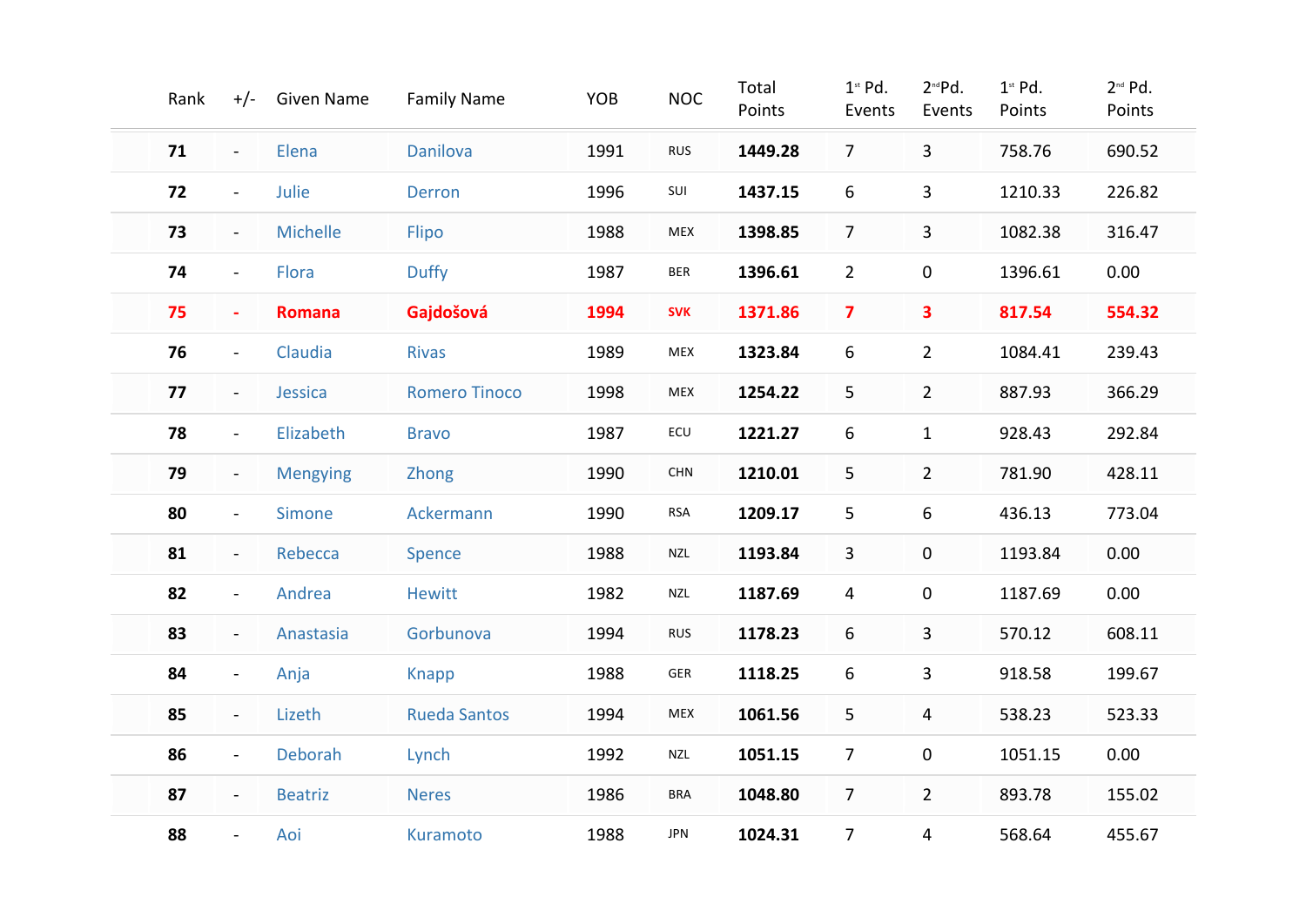| Rank | +/- | Given Name | Family Name | YOB | NOC | Total Points | 1st Pd. Events | 2nd Pd. Events | 1st Pd. Points | 2nd Pd. Points |
|---|---|---|---|---|---|---|---|---|---|---|
| **71** | - | Elena | Danilova | 1991 | RUS | **1449.28** | 7 | 3 | 758.76 | 690.52 |
| **72** | - | Julie | Derron | 1996 | SUI | **1437.15** | 6 | 3 | 1210.33 | 226.82 |
| **73** | - | Michelle | Flipo | 1988 | MEX | **1398.85** | 7 | 3 | 1082.38 | 316.47 |
| **74** | - | Flora | Duffy | 1987 | BER | **1396.61** | 2 | 0 | 1396.61 | 0.00 |
| **75** | **-** | **Romana** | **Gajdošová** | **1994** | **SVK** | **1371.86** | **7** | **3** | **817.54** | **554.32** |
| **76** | - | Claudia | Rivas | 1989 | MEX | **1323.84** | 6 | 2 | 1084.41 | 239.43 |
| **77** | - | Jessica | Romero Tinoco | 1998 | MEX | **1254.22** | 5 | 2 | 887.93 | 366.29 |
| **78** | - | Elizabeth | Bravo | 1987 | ECU | **1221.27** | 6 | 1 | 928.43 | 292.84 |
| **79** | - | Mengying | Zhong | 1990 | CHN | **1210.01** | 5 | 2 | 781.90 | 428.11 |
| **80** | - | Simone | Ackermann | 1990 | RSA | **1209.17** | 5 | 6 | 436.13 | 773.04 |
| **81** | - | Rebecca | Spence | 1988 | NZL | **1193.84** | 3 | 0 | 1193.84 | 0.00 |
| **82** | - | Andrea | Hewitt | 1982 | NZL | **1187.69** | 4 | 0 | 1187.69 | 0.00 |
| **83** | - | Anastasia | Gorbunova | 1994 | RUS | **1178.23** | 6 | 3 | 570.12 | 608.11 |
| **84** | - | Anja | Knapp | 1988 | GER | **1118.25** | 6 | 3 | 918.58 | 199.67 |
| **85** | - | Lizeth | Rueda Santos | 1994 | MEX | **1061.56** | 5 | 4 | 538.23 | 523.33 |
| **86** | - | Deborah | Lynch | 1992 | NZL | **1051.15** | 7 | 0 | 1051.15 | 0.00 |
| **87** | - | Beatriz | Neres | 1986 | BRA | **1048.80** | 7 | 2 | 893.78 | 155.02 |
| **88** | - | Aoi | Kuramoto | 1988 | JPN | **1024.31** | 7 | 4 | 568.64 | 455.67 |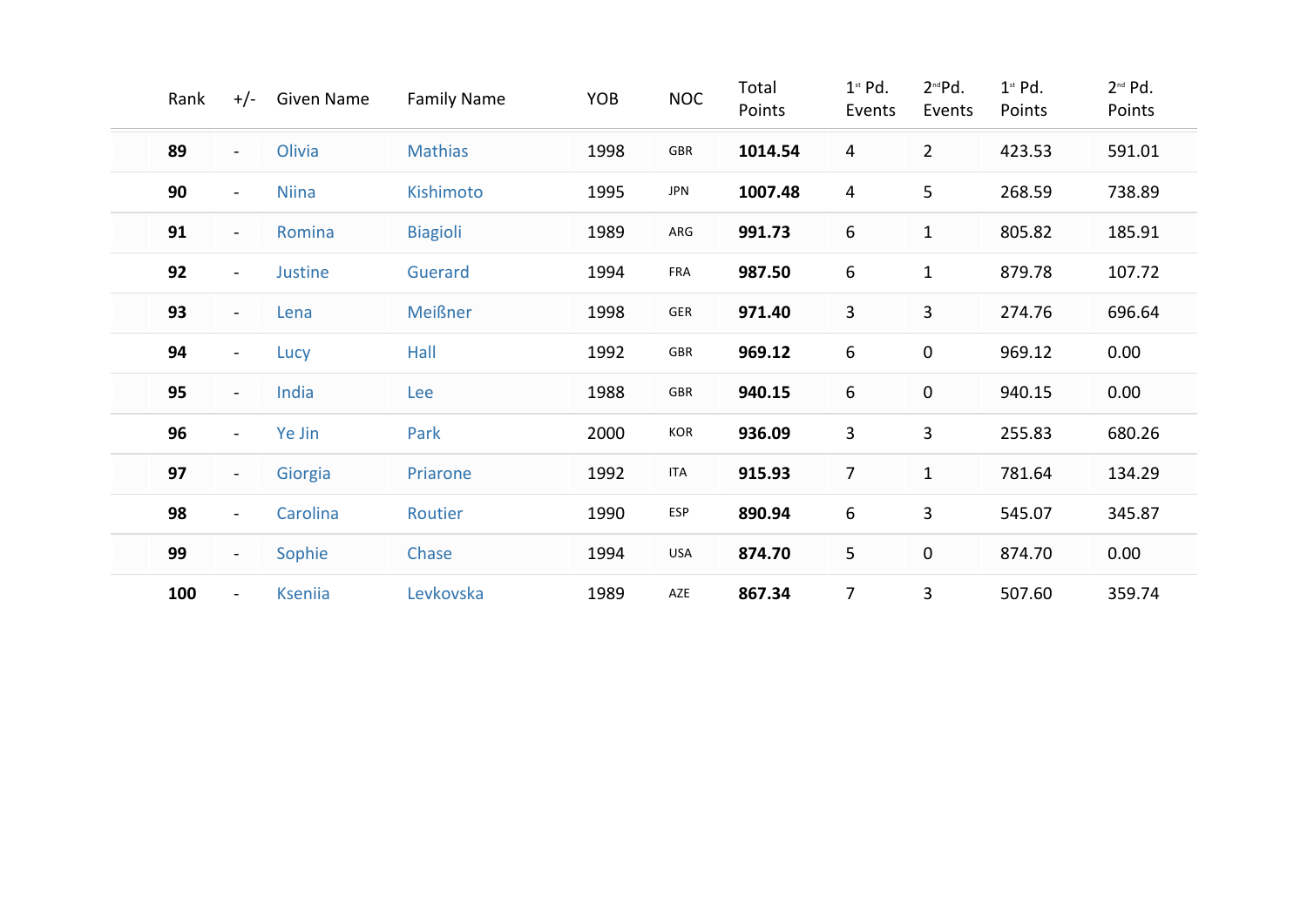| Rank | +/- | Given Name | Family Name | YOB | NOC | Total Points | 1st Pd. Events | 2nd Pd. Events | 1st Pd. Points | 2nd Pd. Points |
|---|---|---|---|---|---|---|---|---|---|---|
| **89** | - | Olivia | Mathias | 1998 | GBR | **1014.54** | 4 | 2 | 423.53 | 591.01 |
| **90** | - | Niina | Kishimoto | 1995 | JPN | **1007.48** | 4 | 5 | 268.59 | 738.89 |
| **91** | - | Romina | Biagioli | 1989 | ARG | **991.73** | 6 | 1 | 805.82 | 185.91 |
| **92** | - | Justine | Guerard | 1994 | FRA | **987.50** | 6 | 1 | 879.78 | 107.72 |
| **93** | - | Lena | Meißner | 1998 | GER | **971.40** | 3 | 3 | 274.76 | 696.64 |
| **94** | - | Lucy | Hall | 1992 | GBR | **969.12** | 6 | 0 | 969.12 | 0.00 |
| **95** | - | India | Lee | 1988 | GBR | **940.15** | 6 | 0 | 940.15 | 0.00 |
| **96** | - | Ye Jin | Park | 2000 | KOR | **936.09** | 3 | 3 | 255.83 | 680.26 |
| **97** | - | Giorgia | Priarone | 1992 | ITA | **915.93** | 7 | 1 | 781.64 | 134.29 |
| **98** | - | Carolina | Routier | 1990 | ESP | **890.94** | 6 | 3 | 545.07 | 345.87 |
| **99** | - | Sophie | Chase | 1994 | USA | **874.70** | 5 | 0 | 874.70 | 0.00 |
| **100** | - | Kseniia | Levkovska | 1989 | AZE | **867.34** | 7 | 3 | 507.60 | 359.74 |